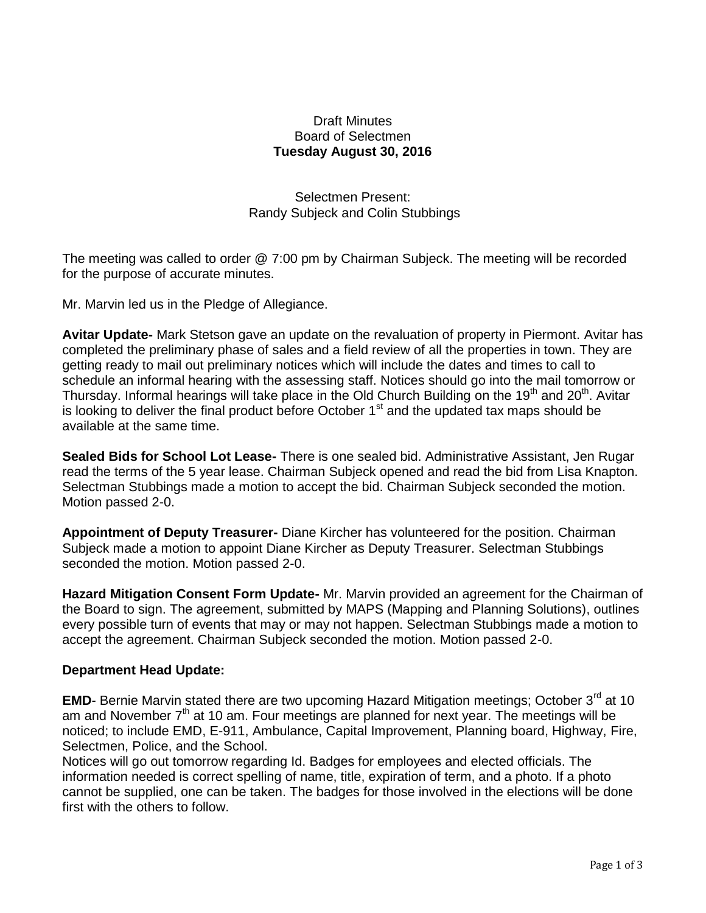Draft Minutes
Board of Selectmen
**Tuesday August 30, 2016**

Selectmen Present:
Randy Subjeck and Colin Stubbings

The meeting was called to order @ 7:00 pm by Chairman Subjeck. The meeting will be recorded for the purpose of accurate minutes.

Mr. Marvin led us in the Pledge of Allegiance.

**Avitar Update-** Mark Stetson gave an update on the revaluation of property in Piermont. Avitar has completed the preliminary phase of sales and a field review of all the properties in town. They are getting ready to mail out preliminary notices which will include the dates and times to call to schedule an informal hearing with the assessing staff. Notices should go into the mail tomorrow or Thursday. Informal hearings will take place in the Old Church Building on the 19th and 20th. Avitar is looking to deliver the final product before October 1st and the updated tax maps should be available at the same time.

**Sealed Bids for School Lot Lease-** There is one sealed bid. Administrative Assistant, Jen Rugar read the terms of the 5 year lease. Chairman Subjeck opened and read the bid from Lisa Knapton. Selectman Stubbings made a motion to accept the bid. Chairman Subjeck seconded the motion. Motion passed 2-0.

**Appointment of Deputy Treasurer-** Diane Kircher has volunteered for the position. Chairman Subjeck made a motion to appoint Diane Kircher as Deputy Treasurer. Selectman Stubbings seconded the motion. Motion passed 2-0.

**Hazard Mitigation Consent Form Update-** Mr. Marvin provided an agreement for the Chairman of the Board to sign. The agreement, submitted by MAPS (Mapping and Planning Solutions), outlines every possible turn of events that may or may not happen. Selectman Stubbings made a motion to accept the agreement. Chairman Subjeck seconded the motion. Motion passed 2-0.

**Department Head Update:**

**EMD**- Bernie Marvin stated there are two upcoming Hazard Mitigation meetings; October 3rd at 10 am and November 7th at 10 am. Four meetings are planned for next year. The meetings will be noticed; to include EMD, E-911, Ambulance, Capital Improvement, Planning board, Highway, Fire, Selectmen, Police, and the School.
Notices will go out tomorrow regarding Id. Badges for employees and elected officials. The information needed is correct spelling of name, title, expiration of term, and a photo. If a photo cannot be supplied, one can be taken. The badges for those involved in the elections will be done first with the others to follow.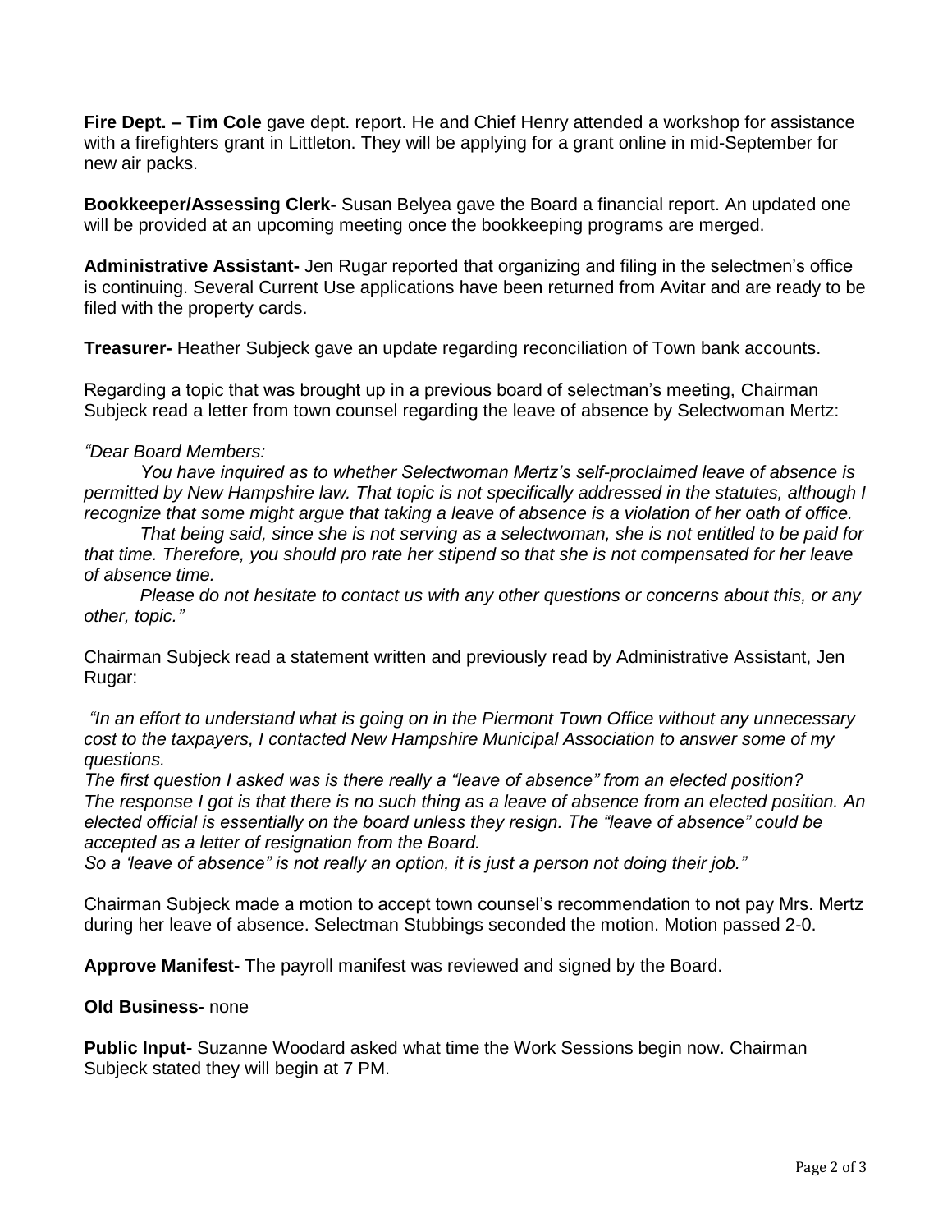**Fire Dept. – Tim Cole** gave dept. report. He and Chief Henry attended a workshop for assistance with a firefighters grant in Littleton. They will be applying for a grant online in mid-September for new air packs.

**Bookkeeper/Assessing Clerk-** Susan Belyea gave the Board a financial report. An updated one will be provided at an upcoming meeting once the bookkeeping programs are merged.

**Administrative Assistant-** Jen Rugar reported that organizing and filing in the selectmen's office is continuing. Several Current Use applications have been returned from Avitar and are ready to be filed with the property cards.

**Treasurer-** Heather Subjeck gave an update regarding reconciliation of Town bank accounts.

Regarding a topic that was brought up in a previous board of selectman's meeting, Chairman Subjeck read a letter from town counsel regarding the leave of absence by Selectwoman Mertz:

*"Dear Board Members:*

*You have inquired as to whether Selectwoman Mertz's self-proclaimed leave of absence is permitted by New Hampshire law. That topic is not specifically addressed in the statutes, although I recognize that some might argue that taking a leave of absence is a violation of her oath of office.*

*That being said, since she is not serving as a selectwoman, she is not entitled to be paid for that time. Therefore, you should pro rate her stipend so that she is not compensated for her leave of absence time.*

*Please do not hesitate to contact us with any other questions or concerns about this, or any other, topic."*

Chairman Subjeck read a statement written and previously read by Administrative Assistant, Jen Rugar:

*"In an effort to understand what is going on in the Piermont Town Office without any unnecessary cost to the taxpayers, I contacted New Hampshire Municipal Association to answer some of my questions.*
*The first question I asked was is there really a "leave of absence" from an elected position? The response I got is that there is no such thing as a leave of absence from an elected position. An elected official is essentially on the board unless they resign. The "leave of absence" could be accepted as a letter of resignation from the Board.*
*So a 'leave of absence" is not really an option, it is just a person not doing their job."*

Chairman Subjeck made a motion to accept town counsel's recommendation to not pay Mrs. Mertz during her leave of absence. Selectman Stubbings seconded the motion. Motion passed 2-0.

**Approve Manifest-** The payroll manifest was reviewed and signed by the Board.

**Old Business-** none

**Public Input-** Suzanne Woodard asked what time the Work Sessions begin now. Chairman Subjeck stated they will begin at 7 PM.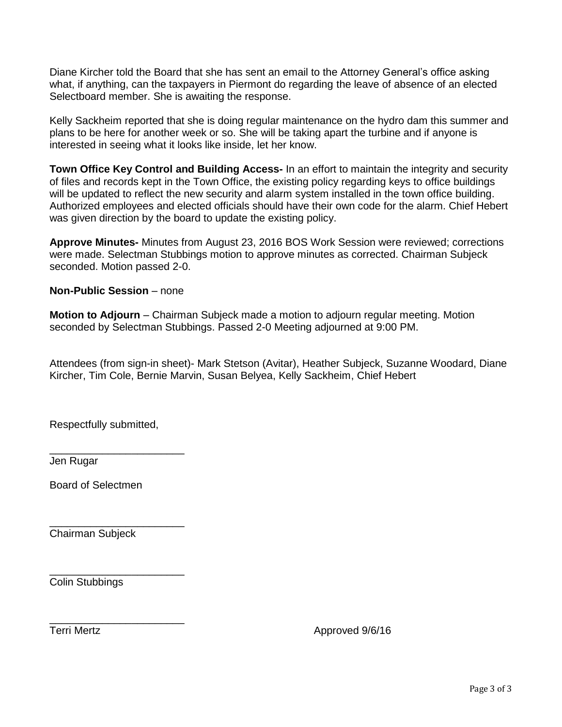Diane Kircher told the Board that she has sent an email to the Attorney General's office asking what, if anything, can the taxpayers in Piermont do regarding the leave of absence of an elected Selectboard member. She is awaiting the response.

Kelly Sackheim reported that she is doing regular maintenance on the hydro dam this summer and plans to be here for another week or so. She will be taking apart the turbine and if anyone is interested in seeing what it looks like inside, let her know.

**Town Office Key Control and Building Access-** In an effort to maintain the integrity and security of files and records kept in the Town Office, the existing policy regarding keys to office buildings will be updated to reflect the new security and alarm system installed in the town office building. Authorized employees and elected officials should have their own code for the alarm. Chief Hebert was given direction by the board to update the existing policy.

**Approve Minutes-** Minutes from August 23, 2016 BOS Work Session were reviewed; corrections were made. Selectman Stubbings motion to approve minutes as corrected. Chairman Subjeck seconded. Motion passed 2-0.

**Non-Public Session** – none

**Motion to Adjourn** – Chairman Subjeck made a motion to adjourn regular meeting. Motion seconded by Selectman Stubbings. Passed 2-0 Meeting adjourned at 9:00 PM.

Attendees (from sign-in sheet)- Mark Stetson (Avitar), Heather Subjeck, Suzanne Woodard, Diane Kircher, Tim Cole, Bernie Marvin, Susan Belyea, Kelly Sackheim, Chief Hebert

Respectfully submitted,

________________________
Jen Rugar

Board of Selectmen

________________________
Chairman Subjeck

________________________
Colin Stubbings

________________________
Terri Mertz

Approved 9/6/16